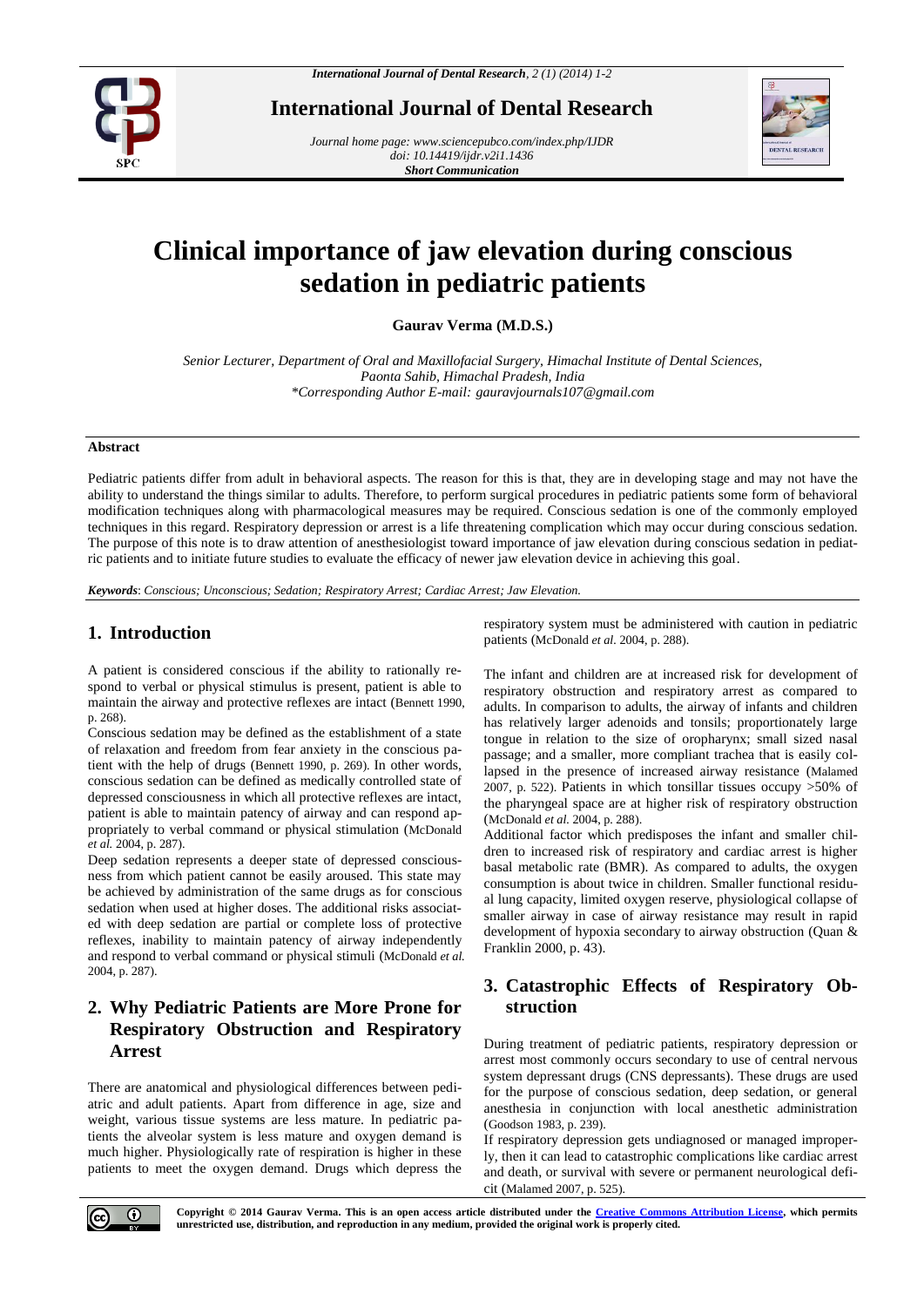**Short Communication**

# Clinical importance of jaw elevation during conscious sedation in pediatric patients

**Gaurav Verma (M.D.S.)**

*Senior Lecturer, Department of Oral and Maxillofacial Surgery, Himachal Institute of Dental Sciences, Paonta Sahib, Himachal Pradesh, India*
*\*Corresponding Author E-mail: gauravjournals107@gmail.com*

**Abstract**

Pediatric patients differ from adult in behavioral aspects. The reason for this is that, they are in developing stage and may not have the ability to understand the things similar to adults. Therefore, to perform surgical procedures in pediatric patients some form of behavioral modification techniques along with pharmacological measures may be required. Conscious sedation is one of the commonly employed techniques in this regard. Respiratory depression or arrest is a life threatening complication which may occur during conscious sedation. The purpose of this note is to draw attention of anesthesiologist toward importance of jaw elevation during conscious sedation in pediatric patients and to initiate future studies to evaluate the efficacy of newer jaw elevation device in achieving this goal.

***Keywords***: *Conscious; Unconscious; Sedation; Respiratory Arrest; Cardiac Arrest; Jaw Elevation.*

## 1. Introduction

A patient is considered conscious if the ability to rationally respond to verbal or physical stimulus is present, patient is able to maintain the airway and protective reflexes are intact (Bennett 1990, p. 268).

Conscious sedation may be defined as the establishment of a state of relaxation and freedom from fear anxiety in the conscious patient with the help of drugs (Bennett 1990, p. 269). In other words, conscious sedation can be defined as medically controlled state of depressed consciousness in which all protective reflexes are intact, patient is able to maintain patency of airway and can respond appropriately to verbal command or physical stimulation (McDonald *et al.* 2004, p. 287).

Deep sedation represents a deeper state of depressed consciousness from which patient cannot be easily aroused. This state may be achieved by administration of the same drugs as for conscious sedation when used at higher doses. The additional risks associated with deep sedation are partial or complete loss of protective reflexes, inability to maintain patency of airway independently and respond to verbal command or physical stimuli (McDonald *et al.* 2004, p. 287).

## 2. Why Pediatric Patients are More Prone for Respiratory Obstruction and Respiratory Arrest

There are anatomical and physiological differences between pediatric and adult patients. Apart from difference in age, size and weight, various tissue systems are less mature. In pediatric patients the alveolar system is less mature and oxygen demand is much higher. Physiologically rate of respiration is higher in these patients to meet the oxygen demand. Drugs which depress the respiratory system must be administered with caution in pediatric patients (McDonald *et al.* 2004, p. 288).

The infant and children are at increased risk for development of respiratory obstruction and respiratory arrest as compared to adults. In comparison to adults, the airway of infants and children has relatively larger adenoids and tonsils; proportionately large tongue in relation to the size of oropharynx; small sized nasal passage; and a smaller, more compliant trachea that is easily collapsed in the presence of increased airway resistance (Malamed 2007, p. 522). Patients in which tonsillar tissues occupy >50% of the pharyngeal space are at higher risk of respiratory obstruction (McDonald *et al.* 2004, p. 288).

Additional factor which predisposes the infant and smaller children to increased risk of respiratory and cardiac arrest is higher basal metabolic rate (BMR). As compared to adults, the oxygen consumption is about twice in children. Smaller functional residual lung capacity, limited oxygen reserve, physiological collapse of smaller airway in case of airway resistance may result in rapid development of hypoxia secondary to airway obstruction (Quan & Franklin 2000, p. 43).

## 3. Catastrophic Effects of Respiratory Obstruction

During treatment of pediatric patients, respiratory depression or arrest most commonly occurs secondary to use of central nervous system depressant drugs (CNS depressants). These drugs are used for the purpose of conscious sedation, deep sedation, or general anesthesia in conjunction with local anesthetic administration (Goodson 1983, p. 239).

If respiratory depression gets undiagnosed or managed improperly, then it can lead to catastrophic complications like cardiac arrest and death, or survival with severe or permanent neurological deficit (Malamed 2007, p. 525).

**Copyright © 2014 Gaurav Verma. This is an open access article distributed under the Creative Commons Attribution License, which permits unrestricted use, distribution, and reproduction in any medium, provided the original work is properly cited.**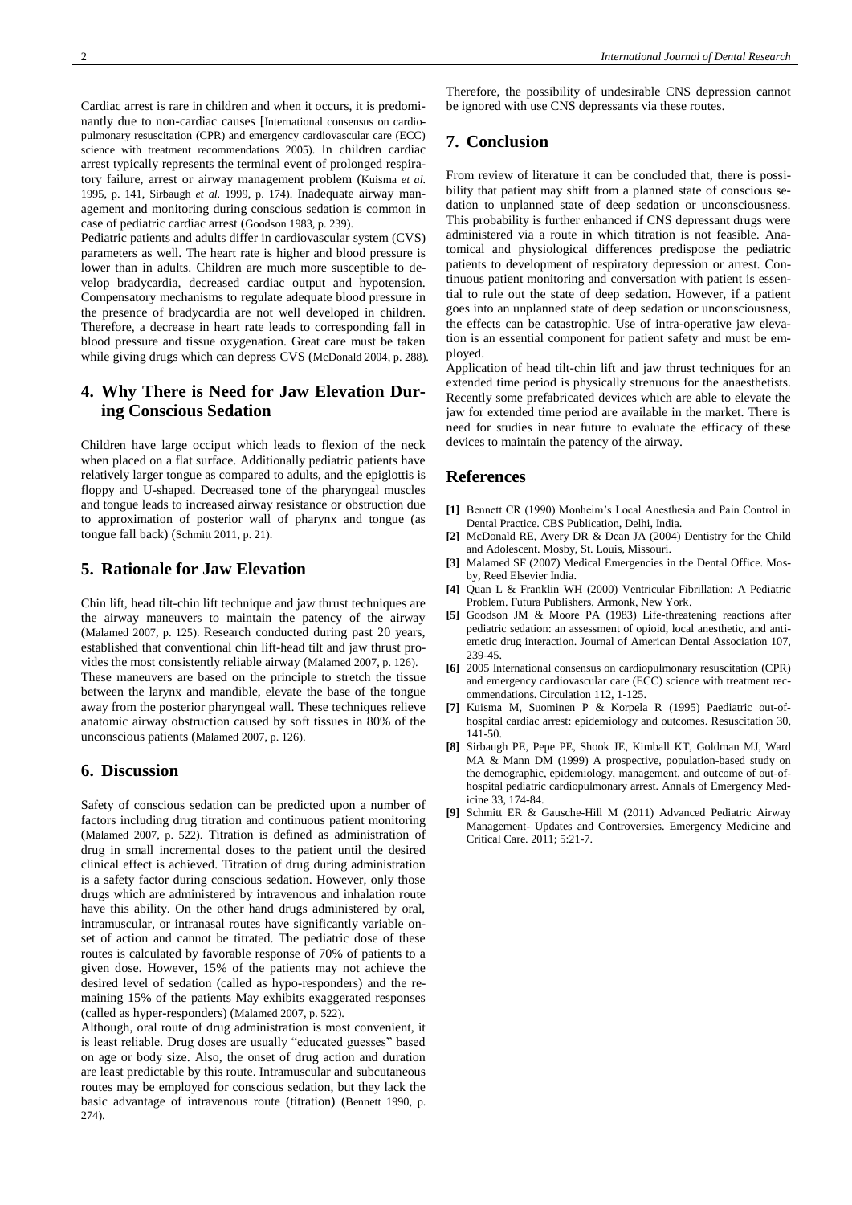Cardiac arrest is rare in children and when it occurs, it is predominantly due to non-cardiac causes [International consensus on cardiopulmonary resuscitation (CPR) and emergency cardiovascular care (ECC) science with treatment recommendations 2005). In children cardiac arrest typically represents the terminal event of prolonged respiratory failure, arrest or airway management problem (Kuisma *et al.* 1995, p. 141, Sirbaugh *et al.* 1999, p. 174). Inadequate airway management and monitoring during conscious sedation is common in case of pediatric cardiac arrest (Goodson 1983, p. 239).

Pediatric patients and adults differ in cardiovascular system (CVS) parameters as well. The heart rate is higher and blood pressure is lower than in adults. Children are much more susceptible to develop bradycardia, decreased cardiac output and hypotension. Compensatory mechanisms to regulate adequate blood pressure in the presence of bradycardia are not well developed in children. Therefore, a decrease in heart rate leads to corresponding fall in blood pressure and tissue oxygenation. Great care must be taken while giving drugs which can depress CVS (McDonald 2004, p. 288).

## 4. Why There is Need for Jaw Elevation During Conscious Sedation

Children have large occiput which leads to flexion of the neck when placed on a flat surface. Additionally pediatric patients have relatively larger tongue as compared to adults, and the epiglottis is floppy and U-shaped. Decreased tone of the pharyngeal muscles and tongue leads to increased airway resistance or obstruction due to approximation of posterior wall of pharynx and tongue (as tongue fall back) (Schmitt 2011, p. 21).

## 5. Rationale for Jaw Elevation

Chin lift, head tilt-chin lift technique and jaw thrust techniques are the airway maneuvers to maintain the patency of the airway (Malamed 2007, p. 125). Research conducted during past 20 years, established that conventional chin lift-head tilt and jaw thrust provides the most consistently reliable airway (Malamed 2007, p. 126). These maneuvers are based on the principle to stretch the tissue between the larynx and mandible, elevate the base of the tongue away from the posterior pharyngeal wall. These techniques relieve anatomic airway obstruction caused by soft tissues in 80% of the unconscious patients (Malamed 2007, p. 126).

## 6. Discussion

Safety of conscious sedation can be predicted upon a number of factors including drug titration and continuous patient monitoring (Malamed 2007, p. 522). Titration is defined as administration of drug in small incremental doses to the patient until the desired clinical effect is achieved. Titration of drug during administration is a safety factor during conscious sedation. However, only those drugs which are administered by intravenous and inhalation route have this ability. On the other hand drugs administered by oral, intramuscular, or intranasal routes have significantly variable onset of action and cannot be titrated. The pediatric dose of these routes is calculated by favorable response of 70% of patients to a given dose. However, 15% of the patients may not achieve the desired level of sedation (called as hypo-responders) and the remaining 15% of the patients May exhibits exaggerated responses (called as hyper-responders) (Malamed 2007, p. 522).

Although, oral route of drug administration is most convenient, it is least reliable. Drug doses are usually "educated guesses" based on age or body size. Also, the onset of drug action and duration are least predictable by this route. Intramuscular and subcutaneous routes may be employed for conscious sedation, but they lack the basic advantage of intravenous route (titration) (Bennett 1990, p. 274).

Therefore, the possibility of undesirable CNS depression cannot be ignored with use CNS depressants via these routes.

## 7. Conclusion

From review of literature it can be concluded that, there is possibility that patient may shift from a planned state of conscious sedation to unplanned state of deep sedation or unconsciousness. This probability is further enhanced if CNS depressant drugs were administered via a route in which titration is not feasible. Anatomical and physiological differences predispose the pediatric patients to development of respiratory depression or arrest. Continuous patient monitoring and conversation with patient is essential to rule out the state of deep sedation. However, if a patient goes into an unplanned state of deep sedation or unconsciousness, the effects can be catastrophic. Use of intra-operative jaw elevation is an essential component for patient safety and must be employed.

Application of head tilt-chin lift and jaw thrust techniques for an extended time period is physically strenuous for the anaesthetists. Recently some prefabricated devices which are able to elevate the jaw for extended time period are available in the market. There is need for studies in near future to evaluate the efficacy of these devices to maintain the patency of the airway.

## References

**[1]** Bennett CR (1990) Monheim's Local Anesthesia and Pain Control in Dental Practice. CBS Publication, Delhi, India.

**[2]** McDonald RE, Avery DR & Dean JA (2004) Dentistry for the Child and Adolescent. Mosby, St. Louis, Missouri.

**[3]** Malamed SF (2007) Medical Emergencies in the Dental Office. Mosby, Reed Elsevier India.

**[4]** Quan L & Franklin WH (2000) Ventricular Fibrillation: A Pediatric Problem. Futura Publishers, Armonk, New York.

**[5]** Goodson JM & Moore PA (1983) Life-threatening reactions after pediatric sedation: an assessment of opioid, local anesthetic, and antiemetic drug interaction. Journal of American Dental Association 107, 239-45.

**[6]** 2005 International consensus on cardiopulmonary resuscitation (CPR) and emergency cardiovascular care (ECC) science with treatment recommendations. Circulation 112, 1-125.

**[7]** Kuisma M, Suominen P & Korpela R (1995) Paediatric out-of-hospital cardiac arrest: epidemiology and outcomes. Resuscitation 30, 141-50.

**[8]** Sirbaugh PE, Pepe PE, Shook JE, Kimball KT, Goldman MJ, Ward MA & Mann DM (1999) A prospective, population-based study on the demographic, epidemiology, management, and outcome of out-of-hospital pediatric cardiopulmonary arrest. Annals of Emergency Medicine 33, 174-84.

**[9]** Schmitt ER & Gausche-Hill M (2011) Advanced Pediatric Airway Management- Updates and Controversies. Emergency Medicine and Critical Care. 2011; 5:21-7.